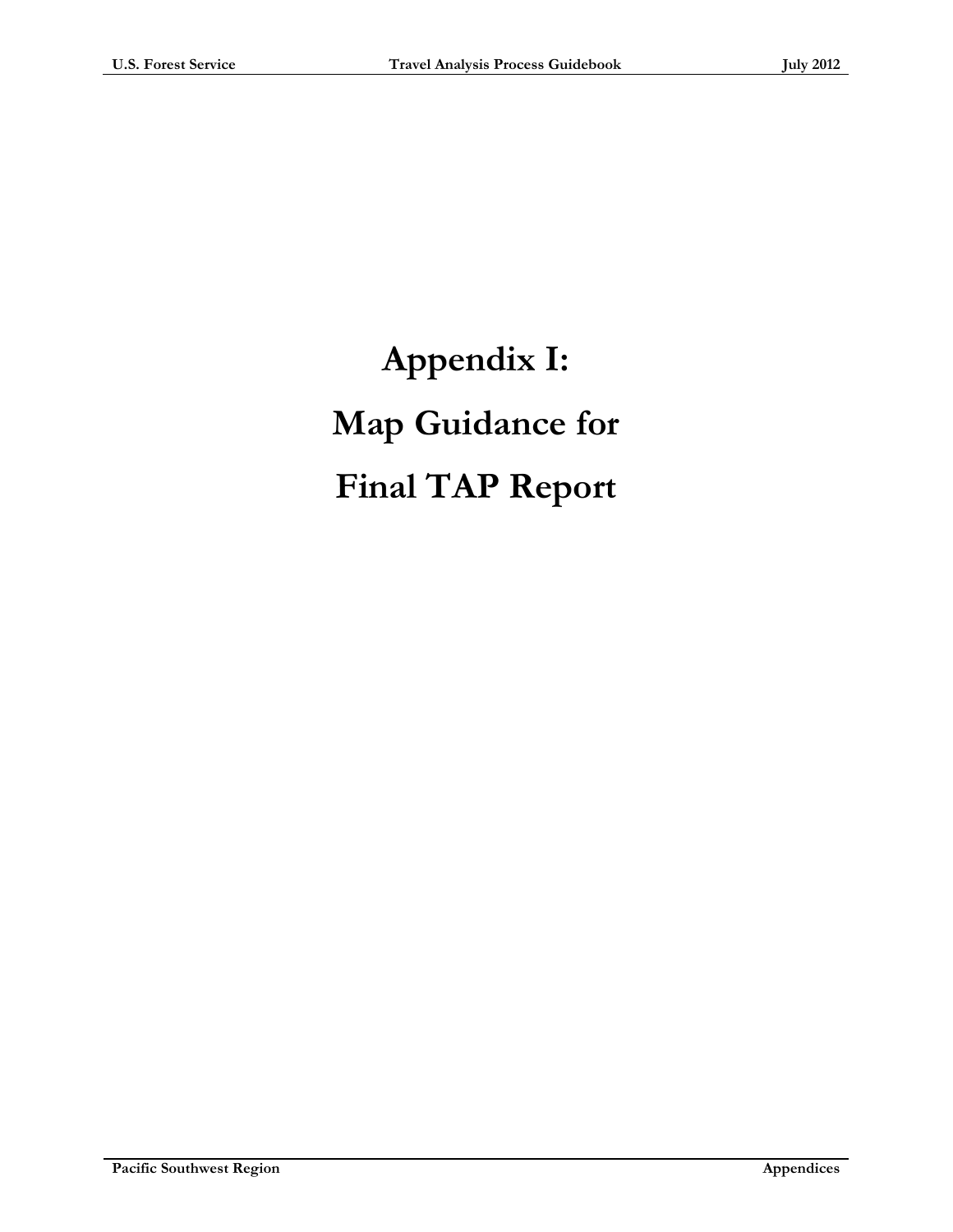# Appendix I: Map Guidance for Final TAP Report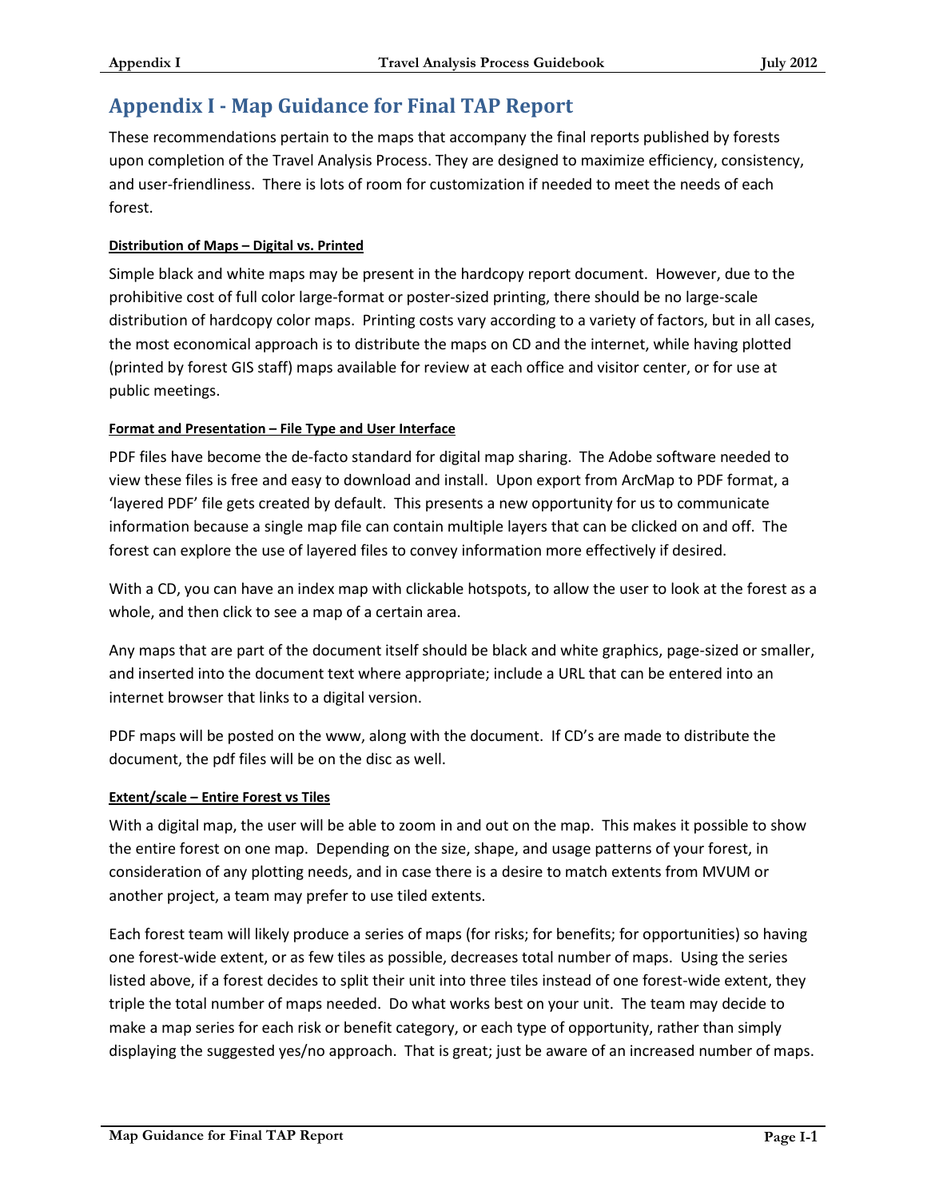# Appendix I - Map Guidance for Final TAP Report

These recommendations pertain to the maps that accompany the final reports published by forests upon completion of the Travel Analysis Process. They are designed to maximize efficiency, consistency, and user-friendliness. There is lots of room for customization if needed to meet the needs of each forest.

#### Distribution of Maps – Digital vs. Printed

Simple black and white maps may be present in the hardcopy report document. However, due to the prohibitive cost of full color large-format or poster-sized printing, there should be no large-scale distribution of hardcopy color maps. Printing costs vary according to a variety of factors, but in all cases, the most economical approach is to distribute the maps on CD and the internet, while having plotted (printed by forest GIS staff) maps available for review at each office and visitor center, or for use at public meetings.

#### Format and Presentation – File Type and User Interface

PDF files have become the de-facto standard for digital map sharing. The Adobe software needed to view these files is free and easy to download and install. Upon export from ArcMap to PDF format, a 'layered PDF' file gets created by default. This presents a new opportunity for us to communicate information because a single map file can contain multiple layers that can be clicked on and off. The forest can explore the use of layered files to convey information more effectively if desired.

With a CD, you can have an index map with clickable hotspots, to allow the user to look at the forest as a whole, and then click to see a map of a certain area.

Any maps that are part of the document itself should be black and white graphics, page-sized or smaller, and inserted into the document text where appropriate; include a URL that can be entered into an internet browser that links to a digital version.

PDF maps will be posted on the www, along with the document. If CD's are made to distribute the document, the pdf files will be on the disc as well.

#### Extent/scale – Entire Forest vs Tiles

With a digital map, the user will be able to zoom in and out on the map. This makes it possible to show the entire forest on one map. Depending on the size, shape, and usage patterns of your forest, in consideration of any plotting needs, and in case there is a desire to match extents from MVUM or another project, a team may prefer to use tiled extents.

Each forest team will likely produce a series of maps (for risks; for benefits; for opportunities) so having one forest-wide extent, or as few tiles as possible, decreases total number of maps. Using the series listed above, if a forest decides to split their unit into three tiles instead of one forest-wide extent, they triple the total number of maps needed. Do what works best on your unit. The team may decide to make a map series for each risk or benefit category, or each type of opportunity, rather than simply displaying the suggested yes/no approach. That is great; just be aware of an increased number of maps.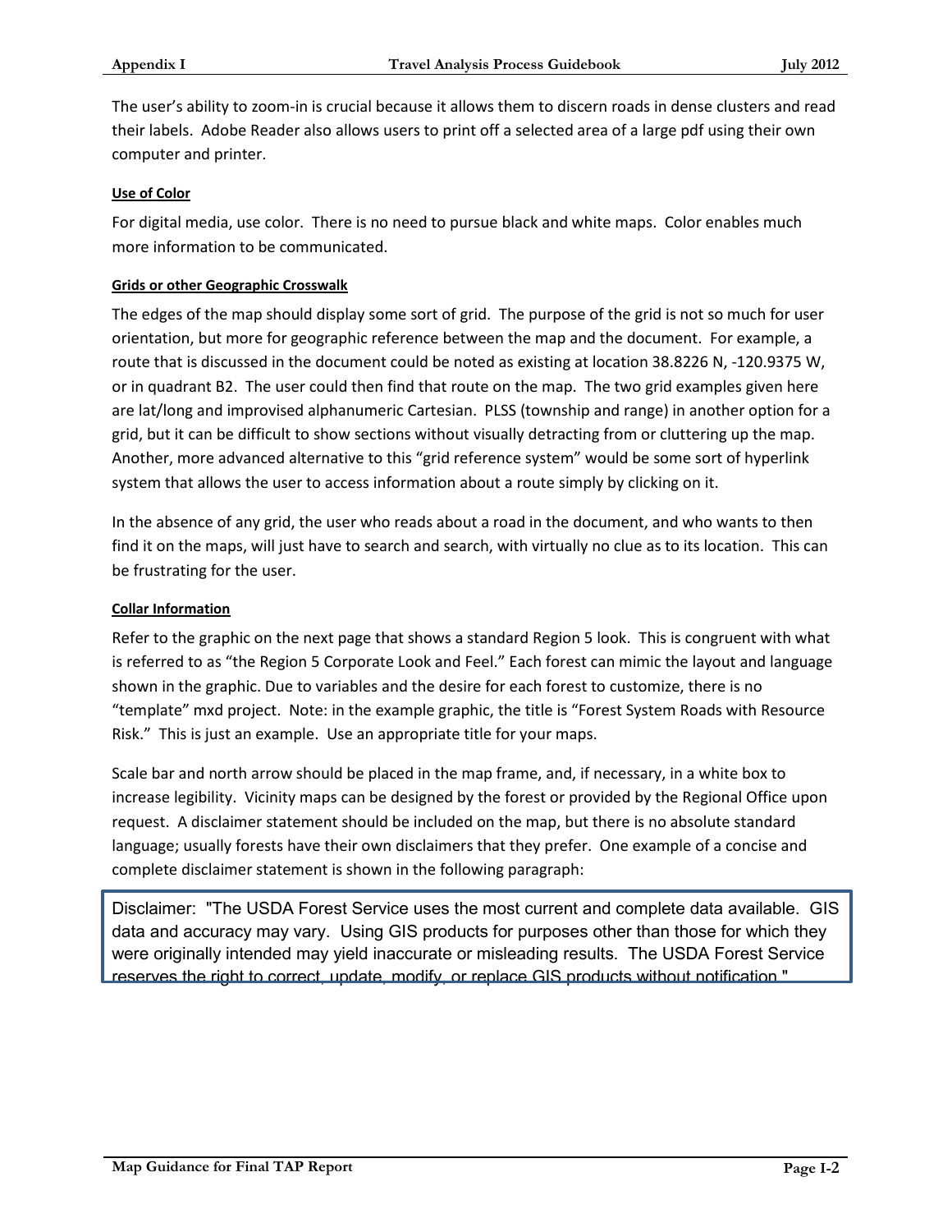The user's ability to zoom-in is crucial because it allows them to discern roads in dense clusters and read their labels. Adobe Reader also allows users to print off a selected area of a large pdf using their own computer and printer.

**Use of Color**

For digital media, use color. There is no need to pursue black and white maps. Color enables much more information to be communicated.

**Grids or other Geographic Crosswalk**

The edges of the map should display some sort of grid. The purpose of the grid is not so much for user orientation, but more for geographic reference between the map and the document. For example, a route that is discussed in the document could be noted as existing at location 38.8226 N, -120.9375 W, or in quadrant B2. The user could then find that route on the map. The two grid examples given here are lat/long and improvised alphanumeric Cartesian. PLSS (township and range) in another option for a grid, but it can be difficult to show sections without visually detracting from or cluttering up the map. Another, more advanced alternative to this "grid reference system" would be some sort of hyperlink system that allows the user to access information about a route simply by clicking on it.

In the absence of any grid, the user who reads about a road in the document, and who wants to then find it on the maps, will just have to search and search, with virtually no clue as to its location. This can be frustrating for the user.

**Collar Information**

Refer to the graphic on the next page that shows a standard Region 5 look. This is congruent with what is referred to as "the Region 5 Corporate Look and Feel." Each forest can mimic the layout and language shown in the graphic. Due to variables and the desire for each forest to customize, there is no "template" mxd project. Note: in the example graphic, the title is "Forest System Roads with Resource Risk." This is just an example. Use an appropriate title for your maps.

Scale bar and north arrow should be placed in the map frame, and, if necessary, in a white box to increase legibility. Vicinity maps can be designed by the forest or provided by the Regional Office upon request. A disclaimer statement should be included on the map, but there is no absolute standard language; usually forests have their own disclaimers that they prefer. One example of a concise and complete disclaimer statement is shown in the following paragraph:

> Disclaimer: "The USDA Forest Service uses the most current and complete data available. GIS data and accuracy may vary. Using GIS products for purposes other than those for which they were originally intended may yield inaccurate or misleading results. The USDA Forest Service reserves the right to correct, update, modify, or replace GIS products without notification."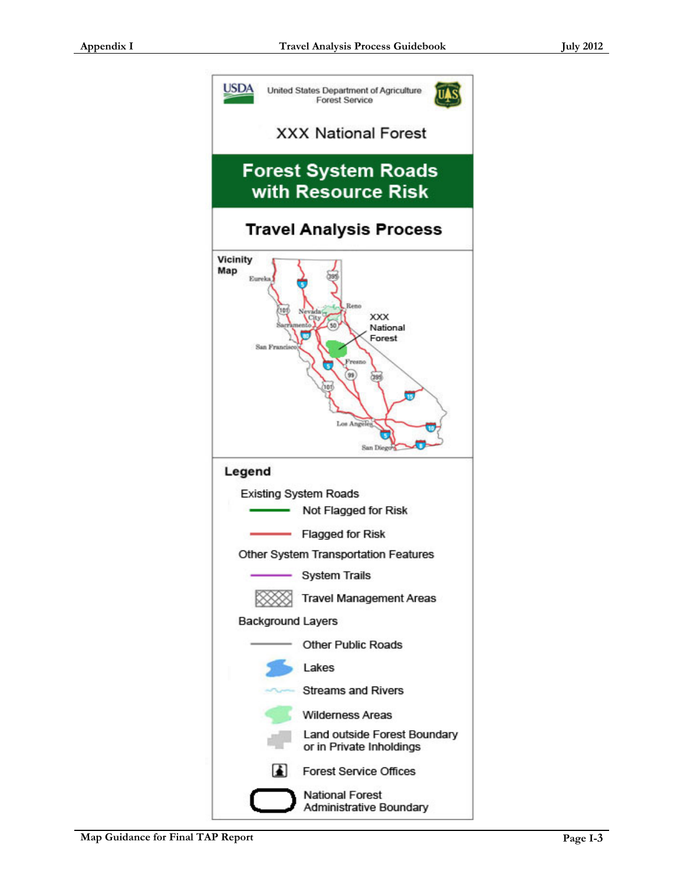United States Department of Agriculture
Forest Service

XXX National Forest

# Forest System Roads with Resource Risk

## Travel Analysis Process

**Vicinity Map**

Eureka
Nevada City
Reno
Sacramento
San Francisco
Fresno
Los Angeles
San Diego

XXX National Forest

## Legend

Existing System Roads

- Not Flagged for Risk
- Flagged for Risk

Other System Transportation Features

- System Trails
- Travel Management Areas

Background Layers

- Other Public Roads
- Lakes
- Streams and Rivers
- Wilderness Areas
- Land outside Forest Boundary or in Private Inholdings
- Forest Service Offices
- National Forest Administrative Boundary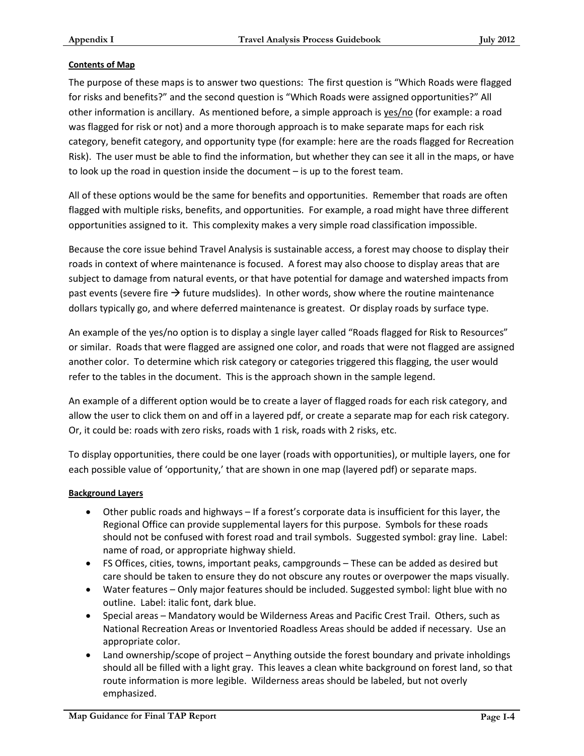**Contents of Map**

The purpose of these maps is to answer two questions: The first question is "Which Roads were flagged for risks and benefits?" and the second question is "Which Roads were assigned opportunities?" All other information is ancillary. As mentioned before, a simple approach is yes/no (for example: a road was flagged for risk or not) and a more thorough approach is to make separate maps for each risk category, benefit category, and opportunity type (for example: here are the roads flagged for Recreation Risk). The user must be able to find the information, but whether they can see it all in the maps, or have to look up the road in question inside the document – is up to the forest team.

All of these options would be the same for benefits and opportunities. Remember that roads are often flagged with multiple risks, benefits, and opportunities. For example, a road might have three different opportunities assigned to it. This complexity makes a very simple road classification impossible.

Because the core issue behind Travel Analysis is sustainable access, a forest may choose to display their roads in context of where maintenance is focused. A forest may also choose to display areas that are subject to damage from natural events, or that have potential for damage and watershed impacts from past events (severe fire → future mudslides). In other words, show where the routine maintenance dollars typically go, and where deferred maintenance is greatest. Or display roads by surface type.

An example of the yes/no option is to display a single layer called "Roads flagged for Risk to Resources" or similar. Roads that were flagged are assigned one color, and roads that were not flagged are assigned another color. To determine which risk category or categories triggered this flagging, the user would refer to the tables in the document. This is the approach shown in the sample legend.

An example of a different option would be to create a layer of flagged roads for each risk category, and allow the user to click them on and off in a layered pdf, or create a separate map for each risk category. Or, it could be: roads with zero risks, roads with 1 risk, roads with 2 risks, etc.

To display opportunities, there could be one layer (roads with opportunities), or multiple layers, one for each possible value of 'opportunity,' that are shown in one map (layered pdf) or separate maps.

**Background Layers**

- Other public roads and highways – If a forest's corporate data is insufficient for this layer, the Regional Office can provide supplemental layers for this purpose. Symbols for these roads should not be confused with forest road and trail symbols. Suggested symbol: gray line. Label: name of road, or appropriate highway shield.
- FS Offices, cities, towns, important peaks, campgrounds – These can be added as desired but care should be taken to ensure they do not obscure any routes or overpower the maps visually.
- Water features – Only major features should be included. Suggested symbol: light blue with no outline. Label: italic font, dark blue.
- Special areas – Mandatory would be Wilderness Areas and Pacific Crest Trail. Others, such as National Recreation Areas or Inventoried Roadless Areas should be added if necessary. Use an appropriate color.
- Land ownership/scope of project – Anything outside the forest boundary and private inholdings should all be filled with a light gray. This leaves a clean white background on forest land, so that route information is more legible. Wilderness areas should be labeled, but not overly emphasized.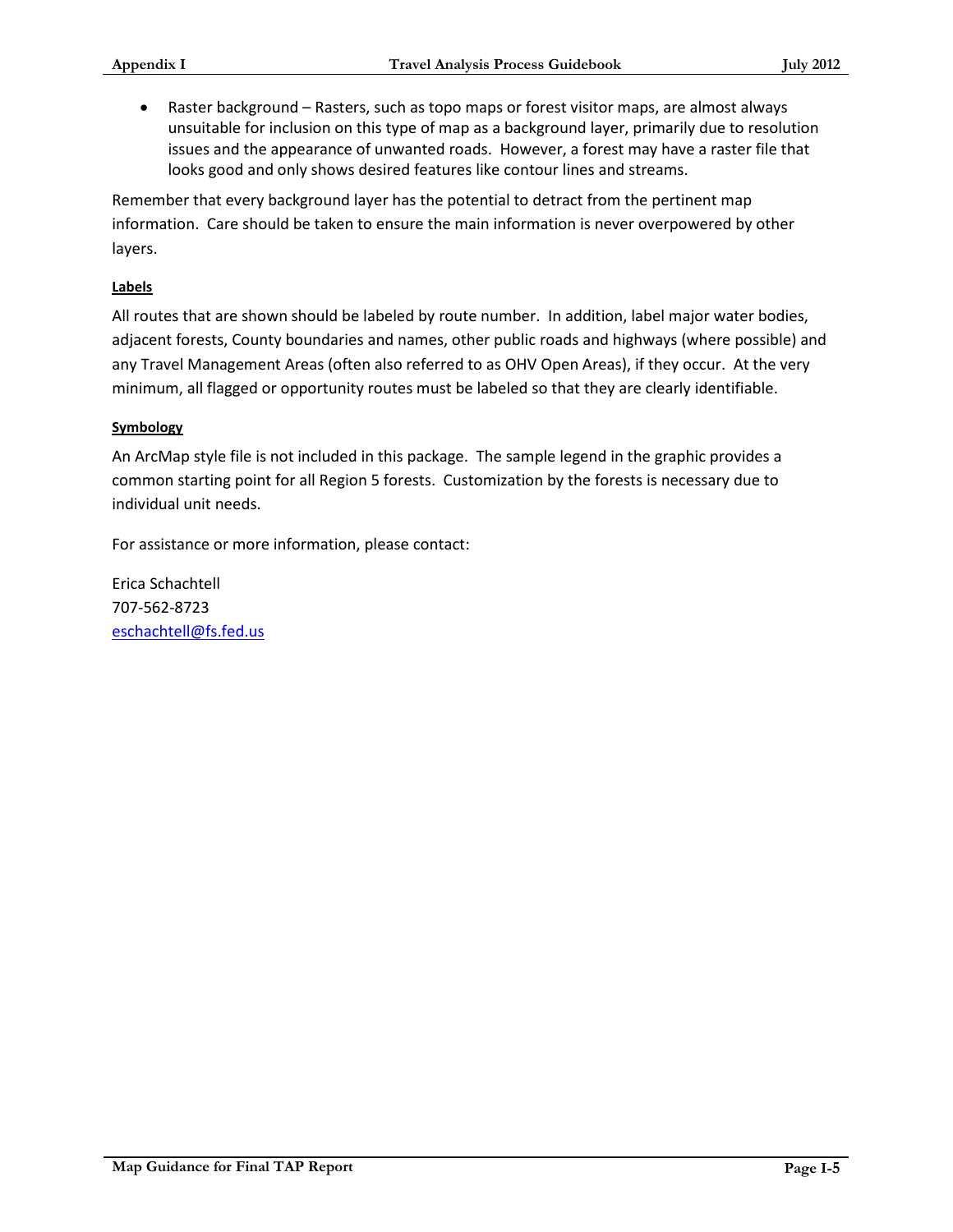- Raster background – Rasters, such as topo maps or forest visitor maps, are almost always unsuitable for inclusion on this type of map as a background layer, primarily due to resolution issues and the appearance of unwanted roads. However, a forest may have a raster file that looks good and only shows desired features like contour lines and streams.

Remember that every background layer has the potential to detract from the pertinent map information. Care should be taken to ensure the main information is never overpowered by other layers.

**Labels**

All routes that are shown should be labeled by route number. In addition, label major water bodies, adjacent forests, County boundaries and names, other public roads and highways (where possible) and any Travel Management Areas (often also referred to as OHV Open Areas), if they occur. At the very minimum, all flagged or opportunity routes must be labeled so that they are clearly identifiable.

**Symbology**

An ArcMap style file is not included in this package. The sample legend in the graphic provides a common starting point for all Region 5 forests. Customization by the forests is necessary due to individual unit needs.

For assistance or more information, please contact:

Erica Schachtell
707-562-8723
eschachtell@fs.fed.us